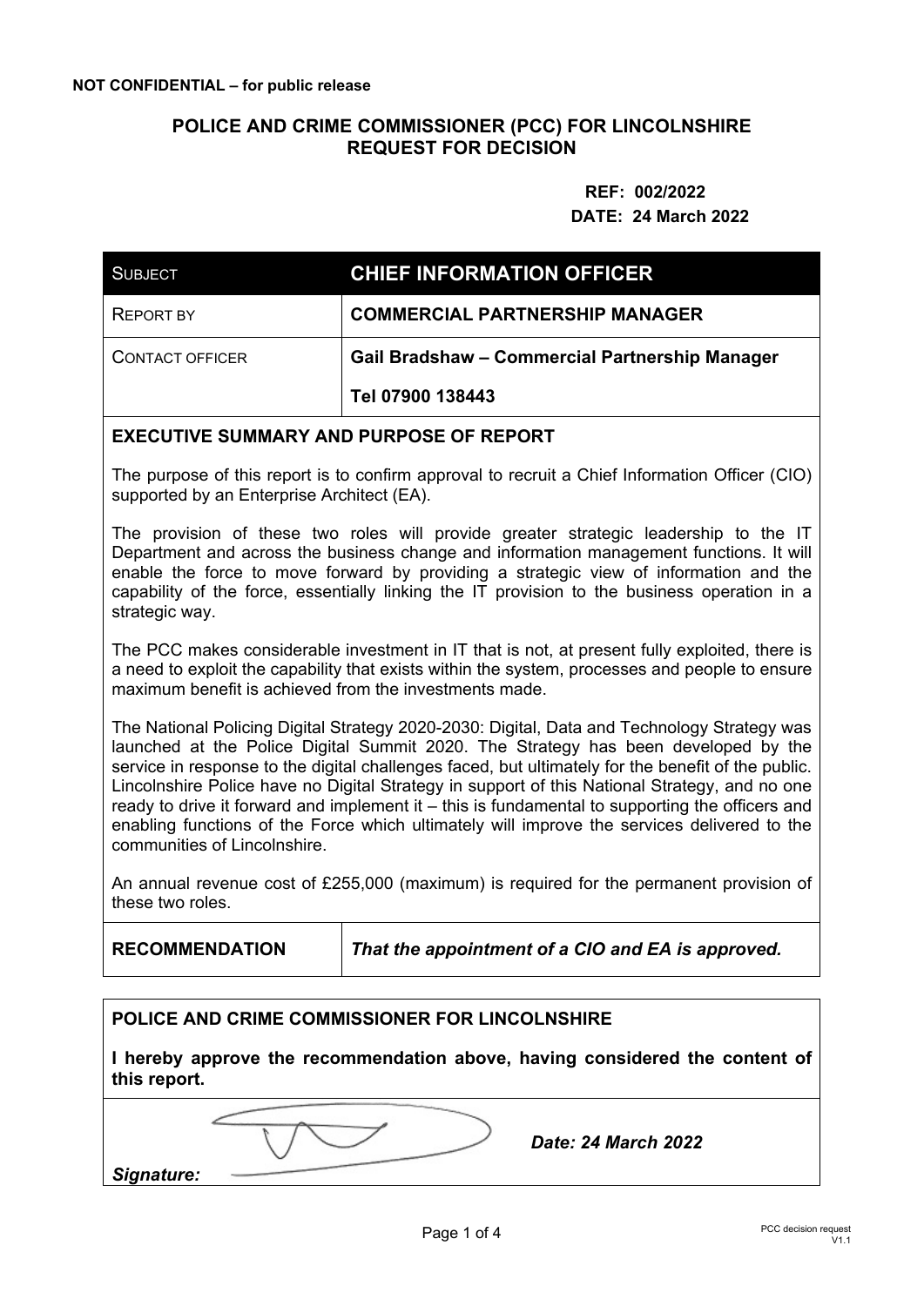**NOT CONFIDENTIAL – for public release**

# POLICE AND CRIME COMMISSIONER (PCC) FOR LINCOLNSHIRE REQUEST FOR DECISION

**REF: 002/2022**
**DATE: 24 March 2022**

| SUBJECT | **CHIEF INFORMATION OFFICER** |
|---|---|
| REPORT BY | **COMMERCIAL PARTNERSHIP MANAGER** |
| CONTACT OFFICER | **Gail Bradshaw – Commercial Partnership Manager**<br>**Tel 07900 138443** |

## EXECUTIVE SUMMARY AND PURPOSE OF REPORT

The purpose of this report is to confirm approval to recruit a Chief Information Officer (CIO) supported by an Enterprise Architect (EA).

The provision of these two roles will provide greater strategic leadership to the IT Department and across the business change and information management functions. It will enable the force to move forward by providing a strategic view of information and the capability of the force, essentially linking the IT provision to the business operation in a strategic way.

The PCC makes considerable investment in IT that is not, at present fully exploited, there is a need to exploit the capability that exists within the system, processes and people to ensure maximum benefit is achieved from the investments made.

The National Policing Digital Strategy 2020-2030: Digital, Data and Technology Strategy was launched at the Police Digital Summit 2020. The Strategy has been developed by the service in response to the digital challenges faced, but ultimately for the benefit of the public. Lincolnshire Police have no Digital Strategy in support of this National Strategy, and no one ready to drive it forward and implement it – this is fundamental to supporting the officers and enabling functions of the Force which ultimately will improve the services delivered to the communities of Lincolnshire.

An annual revenue cost of £255,000 (maximum) is required for the permanent provision of these two roles.

| **RECOMMENDATION** | ***That the appointment of a CIO and EA is approved.*** |
|---|---|

**POLICE AND CRIME COMMISSIONER FOR LINCOLNSHIRE**

**I hereby approve the recommendation above, having considered the content of this report.**

***Signature:*** ***Date: 24 March 2022***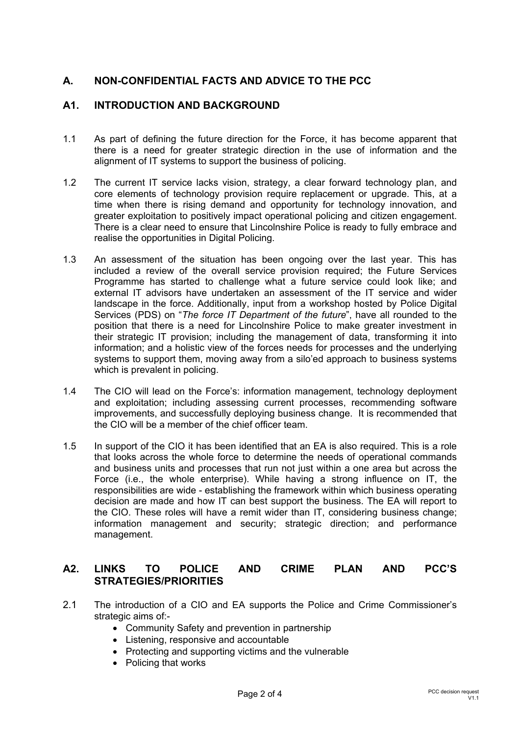## A. NON-CONFIDENTIAL FACTS AND ADVICE TO THE PCC

### A1. INTRODUCTION AND BACKGROUND

1.1 As part of defining the future direction for the Force, it has become apparent that there is a need for greater strategic direction in the use of information and the alignment of IT systems to support the business of policing.

1.2 The current IT service lacks vision, strategy, a clear forward technology plan, and core elements of technology provision require replacement or upgrade. This, at a time when there is rising demand and opportunity for technology innovation, and greater exploitation to positively impact operational policing and citizen engagement. There is a clear need to ensure that Lincolnshire Police is ready to fully embrace and realise the opportunities in Digital Policing.

1.3 An assessment of the situation has been ongoing over the last year. This has included a review of the overall service provision required; the Future Services Programme has started to challenge what a future service could look like; and external IT advisors have undertaken an assessment of the IT service and wider landscape in the force. Additionally, input from a workshop hosted by Police Digital Services (PDS) on "*The force IT Department of the future*", have all rounded to the position that there is a need for Lincolnshire Police to make greater investment in their strategic IT provision; including the management of data, transforming it into information; and a holistic view of the forces needs for processes and the underlying systems to support them, moving away from a silo'ed approach to business systems which is prevalent in policing.

1.4 The CIO will lead on the Force's: information management, technology deployment and exploitation; including assessing current processes, recommending software improvements, and successfully deploying business change. It is recommended that the CIO will be a member of the chief officer team.

1.5 In support of the CIO it has been identified that an EA is also required. This is a role that looks across the whole force to determine the needs of operational commands and business units and processes that run not just within a one area but across the Force (i.e., the whole enterprise). While having a strong influence on IT, the responsibilities are wide - establishing the framework within which business operating decision are made and how IT can best support the business. The EA will report to the CIO. These roles will have a remit wider than IT, considering business change; information management and security; strategic direction; and performance management.

### A2. LINKS TO POLICE AND CRIME PLAN AND PCC'S STRATEGIES/PRIORITIES

2.1 The introduction of a CIO and EA supports the Police and Crime Commissioner's strategic aims of:-

- Community Safety and prevention in partnership
- Listening, responsive and accountable
- Protecting and supporting victims and the vulnerable
- Policing that works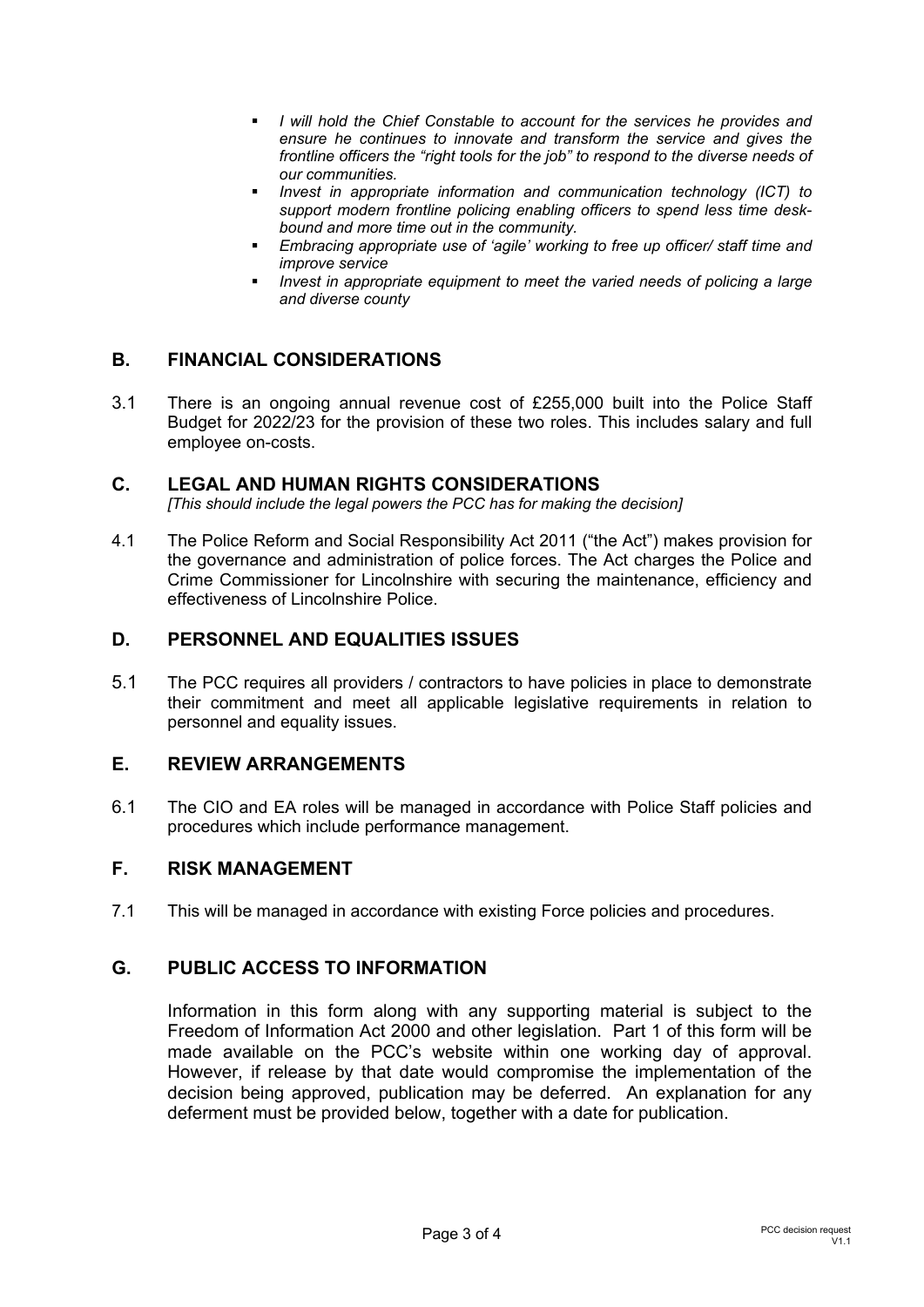- *I will hold the Chief Constable to account for the services he provides and ensure he continues to innovate and transform the service and gives the frontline officers the "right tools for the job" to respond to the diverse needs of our communities.*
- *Invest in appropriate information and communication technology (ICT) to support modern frontline policing enabling officers to spend less time desk-bound and more time out in the community.*
- *Embracing appropriate use of 'agile' working to free up officer/ staff time and improve service*
- *Invest in appropriate equipment to meet the varied needs of policing a large and diverse county*

## B. FINANCIAL CONSIDERATIONS

3.1 There is an ongoing annual revenue cost of £255,000 built into the Police Staff Budget for 2022/23 for the provision of these two roles. This includes salary and full employee on-costs.

## C. LEGAL AND HUMAN RIGHTS CONSIDERATIONS

*[This should include the legal powers the PCC has for making the decision]*

4.1 The Police Reform and Social Responsibility Act 2011 ("the Act") makes provision for the governance and administration of police forces. The Act charges the Police and Crime Commissioner for Lincolnshire with securing the maintenance, efficiency and effectiveness of Lincolnshire Police.

## D. PERSONNEL AND EQUALITIES ISSUES

5.1 The PCC requires all providers / contractors to have policies in place to demonstrate their commitment and meet all applicable legislative requirements in relation to personnel and equality issues.

## E. REVIEW ARRANGEMENTS

6.1 The CIO and EA roles will be managed in accordance with Police Staff policies and procedures which include performance management.

## F. RISK MANAGEMENT

7.1 This will be managed in accordance with existing Force policies and procedures.

## G. PUBLIC ACCESS TO INFORMATION

Information in this form along with any supporting material is subject to the Freedom of Information Act 2000 and other legislation. Part 1 of this form will be made available on the PCC's website within one working day of approval. However, if release by that date would compromise the implementation of the decision being approved, publication may be deferred. An explanation for any deferment must be provided below, together with a date for publication.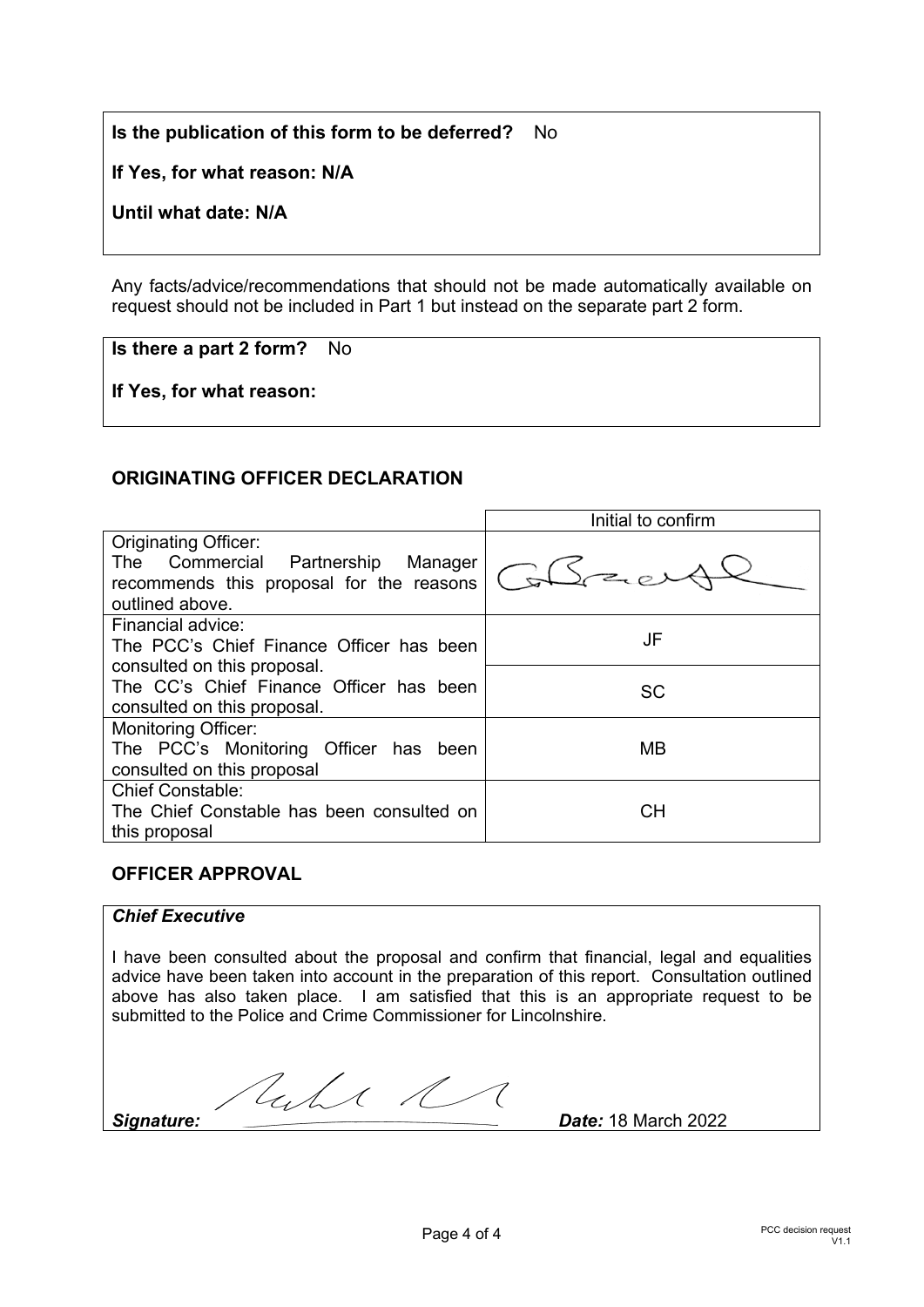**Is the publication of this form to be deferred?** No

**If Yes, for what reason: N/A**

**Until what date: N/A**

Any facts/advice/recommendations that should not be made automatically available on request should not be included in Part 1 but instead on the separate part 2 form.

**Is there a part 2 form?** No

**If Yes, for what reason:**

## ORIGINATING OFFICER DECLARATION

| | Initial to confirm |
|---|---|
| Originating Officer:<br>The Commercial Partnership Manager recommends this proposal for the reasons outlined above. | [signature] |
| Financial advice:<br>The PCC's Chief Finance Officer has been consulted on this proposal. | JF |
| The CC's Chief Finance Officer has been consulted on this proposal. | SC |
| Monitoring Officer:<br>The PCC's Monitoring Officer has been consulted on this proposal | MB |
| Chief Constable:<br>The Chief Constable has been consulted on this proposal | CH |

## OFFICER APPROVAL

***Chief Executive***

I have been consulted about the proposal and confirm that financial, legal and equalities advice have been taken into account in the preparation of this report. Consultation outlined above has also taken place. I am satisfied that this is an appropriate request to be submitted to the Police and Crime Commissioner for Lincolnshire.

***Signature:*** [signature] ***Date:*** 18 March 2022